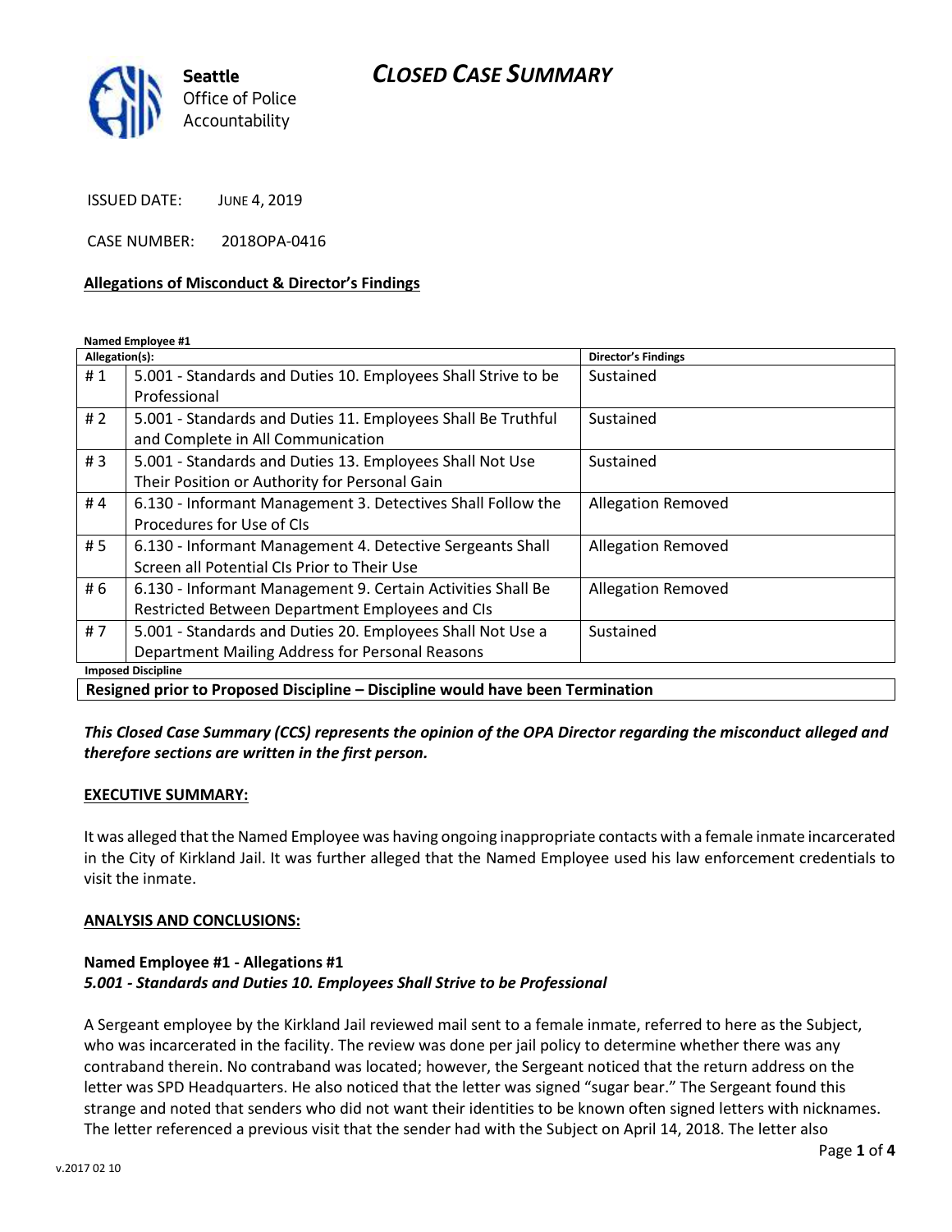# CLOSED CASE SUMMARY

**Seattle** Office of Police Accountability

ISSUED DATE: JUNE 4, 2019

CASE NUMBER: 2018OPA-0416

**Allegations of Misconduct & Director's Findings**

**Named Employee #1**

| Allegation(s): | | Director's Findings |
|---|---|---|
| # 1 | 5.001 - Standards and Duties 10. Employees Shall Strive to be Professional | Sustained |
| # 2 | 5.001 - Standards and Duties 11. Employees Shall Be Truthful and Complete in All Communication | Sustained |
| # 3 | 5.001 - Standards and Duties 13. Employees Shall Not Use Their Position or Authority for Personal Gain | Sustained |
| # 4 | 6.130 - Informant Management 3. Detectives Shall Follow the Procedures for Use of CIs | Allegation Removed |
| # 5 | 6.130 - Informant Management 4. Detective Sergeants Shall Screen all Potential CIs Prior to Their Use | Allegation Removed |
| # 6 | 6.130 - Informant Management 9. Certain Activities Shall Be Restricted Between Department Employees and CIs | Allegation Removed |
| # 7 | 5.001 - Standards and Duties 20. Employees Shall Not Use a Department Mailing Address for Personal Reasons | Sustained |

**Imposed Discipline**

**Resigned prior to Proposed Discipline – Discipline would have been Termination**

***This Closed Case Summary (CCS) represents the opinion of the OPA Director regarding the misconduct alleged and therefore sections are written in the first person.***

**EXECUTIVE SUMMARY:**

It was alleged that the Named Employee was having ongoing inappropriate contacts with a female inmate incarcerated in the City of Kirkland Jail. It was further alleged that the Named Employee used his law enforcement credentials to visit the inmate.

**ANALYSIS AND CONCLUSIONS:**

**Named Employee #1 - Allegations #1**
***5.001 - Standards and Duties 10. Employees Shall Strive to be Professional***

A Sergeant employee by the Kirkland Jail reviewed mail sent to a female inmate, referred to here as the Subject, who was incarcerated in the facility. The review was done per jail policy to determine whether there was any contraband therein. No contraband was located; however, the Sergeant noticed that the return address on the letter was SPD Headquarters. He also noticed that the letter was signed "sugar bear." The Sergeant found this strange and noted that senders who did not want their identities to be known often signed letters with nicknames. The letter referenced a previous visit that the sender had with the Subject on April 14, 2018. The letter also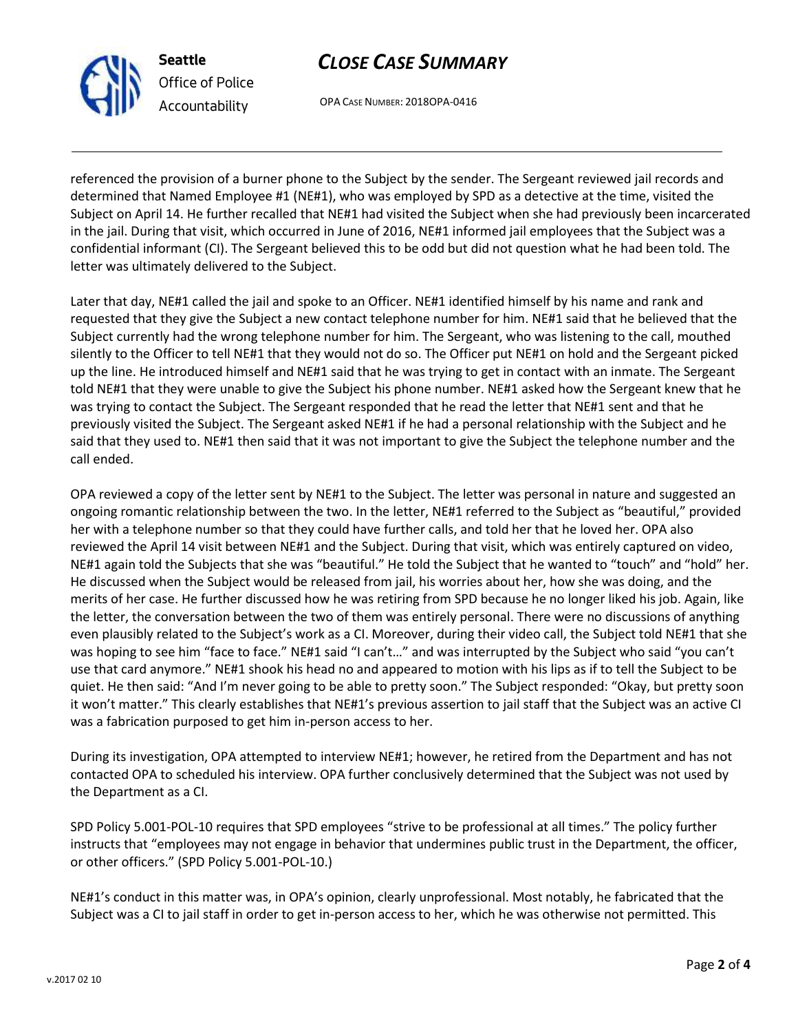referenced the provision of a burner phone to the Subject by the sender. The Sergeant reviewed jail records and determined that Named Employee #1 (NE#1), who was employed by SPD as a detective at the time, visited the Subject on April 14. He further recalled that NE#1 had visited the Subject when she had previously been incarcerated in the jail. During that visit, which occurred in June of 2016, NE#1 informed jail employees that the Subject was a confidential informant (CI). The Sergeant believed this to be odd but did not question what he had been told. The letter was ultimately delivered to the Subject.

Later that day, NE#1 called the jail and spoke to an Officer. NE#1 identified himself by his name and rank and requested that they give the Subject a new contact telephone number for him. NE#1 said that he believed that the Subject currently had the wrong telephone number for him. The Sergeant, who was listening to the call, mouthed silently to the Officer to tell NE#1 that they would not do so. The Officer put NE#1 on hold and the Sergeant picked up the line. He introduced himself and NE#1 said that he was trying to get in contact with an inmate. The Sergeant told NE#1 that they were unable to give the Subject his phone number. NE#1 asked how the Sergeant knew that he was trying to contact the Subject. The Sergeant responded that he read the letter that NE#1 sent and that he previously visited the Subject. The Sergeant asked NE#1 if he had a personal relationship with the Subject and he said that they used to. NE#1 then said that it was not important to give the Subject the telephone number and the call ended.

OPA reviewed a copy of the letter sent by NE#1 to the Subject. The letter was personal in nature and suggested an ongoing romantic relationship between the two. In the letter, NE#1 referred to the Subject as "beautiful," provided her with a telephone number so that they could have further calls, and told her that he loved her. OPA also reviewed the April 14 visit between NE#1 and the Subject. During that visit, which was entirely captured on video, NE#1 again told the Subjects that she was "beautiful." He told the Subject that he wanted to "touch" and "hold" her. He discussed when the Subject would be released from jail, his worries about her, how she was doing, and the merits of her case. He further discussed how he was retiring from SPD because he no longer liked his job. Again, like the letter, the conversation between the two of them was entirely personal. There were no discussions of anything even plausibly related to the Subject's work as a CI. Moreover, during their video call, the Subject told NE#1 that she was hoping to see him "face to face." NE#1 said "I can't…" and was interrupted by the Subject who said "you can't use that card anymore." NE#1 shook his head no and appeared to motion with his lips as if to tell the Subject to be quiet. He then said: "And I'm never going to be able to pretty soon." The Subject responded: "Okay, but pretty soon it won't matter." This clearly establishes that NE#1's previous assertion to jail staff that the Subject was an active CI was a fabrication purposed to get him in-person access to her.

During its investigation, OPA attempted to interview NE#1; however, he retired from the Department and has not contacted OPA to scheduled his interview. OPA further conclusively determined that the Subject was not used by the Department as a CI.

SPD Policy 5.001-POL-10 requires that SPD employees "strive to be professional at all times." The policy further instructs that "employees may not engage in behavior that undermines public trust in the Department, the officer, or other officers." (SPD Policy 5.001-POL-10.)

NE#1's conduct in this matter was, in OPA's opinion, clearly unprofessional. Most notably, he fabricated that the Subject was a CI to jail staff in order to get in-person access to her, which he was otherwise not permitted. This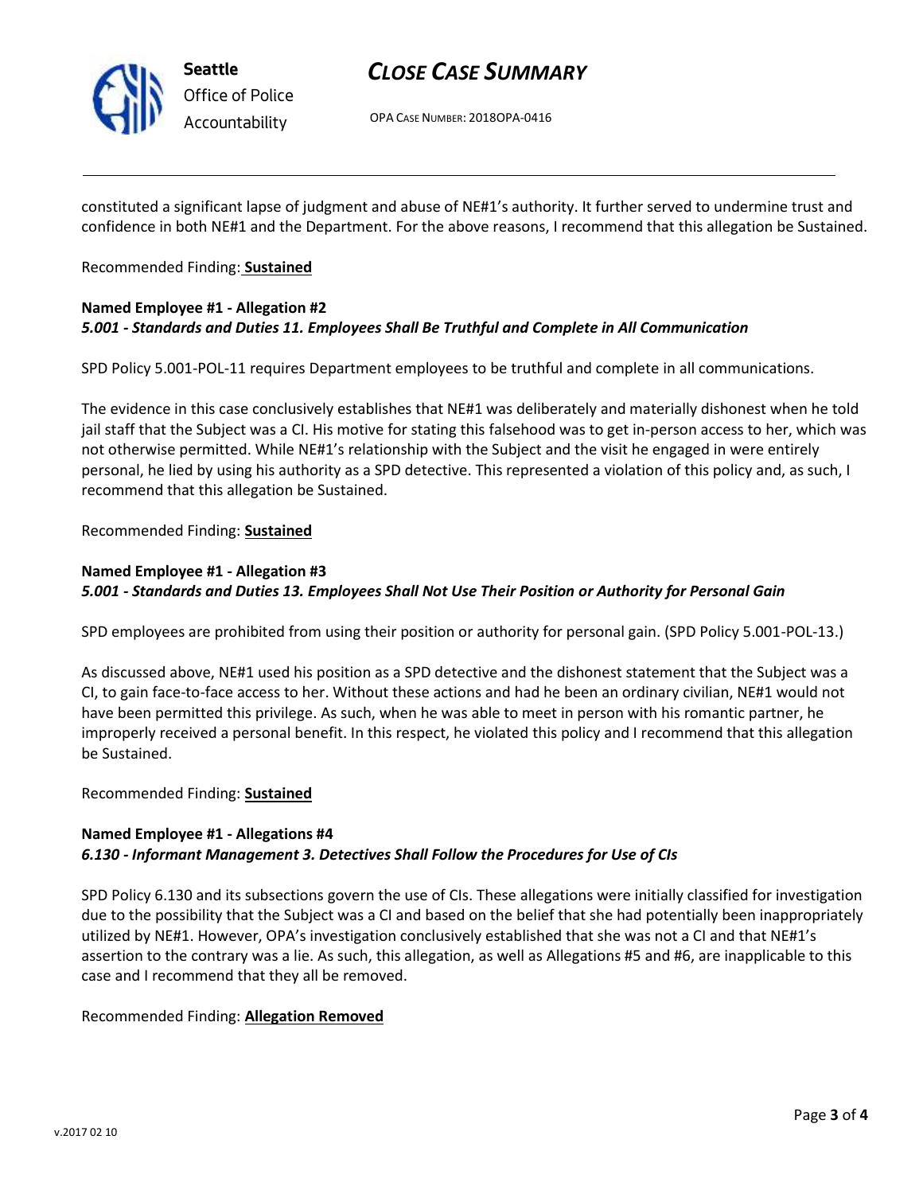constituted a significant lapse of judgment and abuse of NE#1's authority. It further served to undermine trust and confidence in both NE#1 and the Department. For the above reasons, I recommend that this allegation be Sustained.

Recommended Finding: **Sustained**

**Named Employee #1 - Allegation #2**
***5.001 - Standards and Duties 11. Employees Shall Be Truthful and Complete in All Communication***

SPD Policy 5.001-POL-11 requires Department employees to be truthful and complete in all communications.

The evidence in this case conclusively establishes that NE#1 was deliberately and materially dishonest when he told jail staff that the Subject was a CI. His motive for stating this falsehood was to get in-person access to her, which was not otherwise permitted. While NE#1's relationship with the Subject and the visit he engaged in were entirely personal, he lied by using his authority as a SPD detective. This represented a violation of this policy and, as such, I recommend that this allegation be Sustained.

Recommended Finding: **Sustained**

**Named Employee #1 - Allegation #3**
***5.001 - Standards and Duties 13. Employees Shall Not Use Their Position or Authority for Personal Gain***

SPD employees are prohibited from using their position or authority for personal gain. (SPD Policy 5.001-POL-13.)

As discussed above, NE#1 used his position as a SPD detective and the dishonest statement that the Subject was a CI, to gain face-to-face access to her. Without these actions and had he been an ordinary civilian, NE#1 would not have been permitted this privilege. As such, when he was able to meet in person with his romantic partner, he improperly received a personal benefit. In this respect, he violated this policy and I recommend that this allegation be Sustained.

Recommended Finding: **Sustained**

**Named Employee #1 - Allegations #4**
***6.130 - Informant Management 3. Detectives Shall Follow the Procedures for Use of CIs***

SPD Policy 6.130 and its subsections govern the use of CIs. These allegations were initially classified for investigation due to the possibility that the Subject was a CI and based on the belief that she had potentially been inappropriately utilized by NE#1. However, OPA's investigation conclusively established that she was not a CI and that NE#1's assertion to the contrary was a lie. As such, this allegation, as well as Allegations #5 and #6, are inapplicable to this case and I recommend that they all be removed.

Recommended Finding: **Allegation Removed**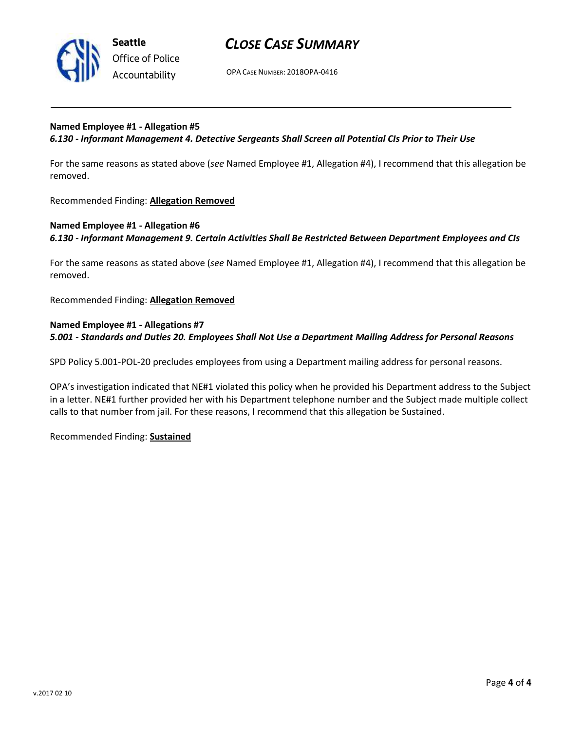**Named Employee #1 - Allegation #5**
***6.130 - Informant Management 4. Detective Sergeants Shall Screen all Potential CIs Prior to Their Use***

For the same reasons as stated above (*see* Named Employee #1, Allegation #4), I recommend that this allegation be removed.

Recommended Finding: **Allegation Removed**

**Named Employee #1 - Allegation #6**
***6.130 - Informant Management 9. Certain Activities Shall Be Restricted Between Department Employees and CIs***

For the same reasons as stated above (*see* Named Employee #1, Allegation #4), I recommend that this allegation be removed.

Recommended Finding: **Allegation Removed**

**Named Employee #1 - Allegations #7**
***5.001 - Standards and Duties 20. Employees Shall Not Use a Department Mailing Address for Personal Reasons***

SPD Policy 5.001-POL-20 precludes employees from using a Department mailing address for personal reasons.

OPA's investigation indicated that NE#1 violated this policy when he provided his Department address to the Subject in a letter. NE#1 further provided her with his Department telephone number and the Subject made multiple collect calls to that number from jail. For these reasons, I recommend that this allegation be Sustained.

Recommended Finding: **Sustained**